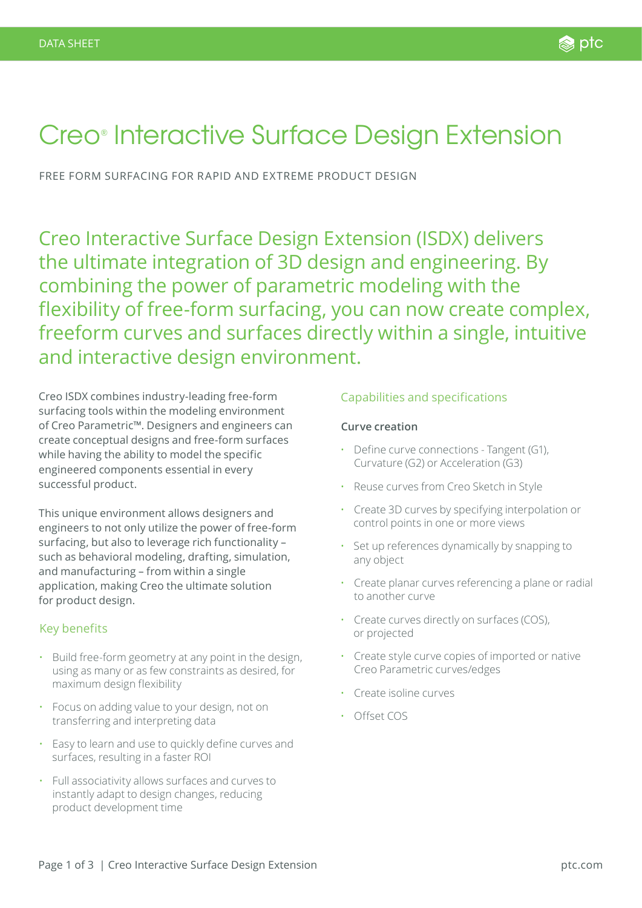DATA SHEET

# Creo® Interactive Surface Design Extension

FREE FORM SURFACING FOR RAPID AND EXTREME PRODUCT DESIGN

## Creo Interactive Surface Design Extension (ISDX) delivers the ultimate integration of 3D design and engineering. By combining the power of parametric modeling with the flexibility of free-form surfacing, you can now create complex, freeform curves and surfaces directly within a single, intuitive and interactive design environment.

Creo ISDX combines industry-leading free-form surfacing tools within the modeling environment of Creo Parametric™. Designers and engineers can create conceptual designs and free-form surfaces while having the ability to model the specific engineered components essential in every successful product.

This unique environment allows designers and engineers to not only utilize the power of free-form surfacing, but also to leverage rich functionality – such as behavioral modeling, drafting, simulation, and manufacturing – from within a single application, making Creo the ultimate solution for product design.

### Key benefits

- Build free-form geometry at any point in the design, using as many or as few constraints as desired, for maximum design flexibility
- Focus on adding value to your design, not on transferring and interpreting data
- Easy to learn and use to quickly define curves and surfaces, resulting in a faster ROI
- Full associativity allows surfaces and curves to instantly adapt to design changes, reducing product development time

### Capabilities and specifications

#### Curve creation

- Define curve connections - Tangent (G1), Curvature (G2) or Acceleration (G3)
- Reuse curves from Creo Sketch in Style
- Create 3D curves by specifying interpolation or control points in one or more views
- Set up references dynamically by snapping to any object
- Create planar curves referencing a plane or radial to another curve
- Create curves directly on surfaces (COS), or projected
- Create style curve copies of imported or native Creo Parametric curves/edges
- Create isoline curves
- Offset COS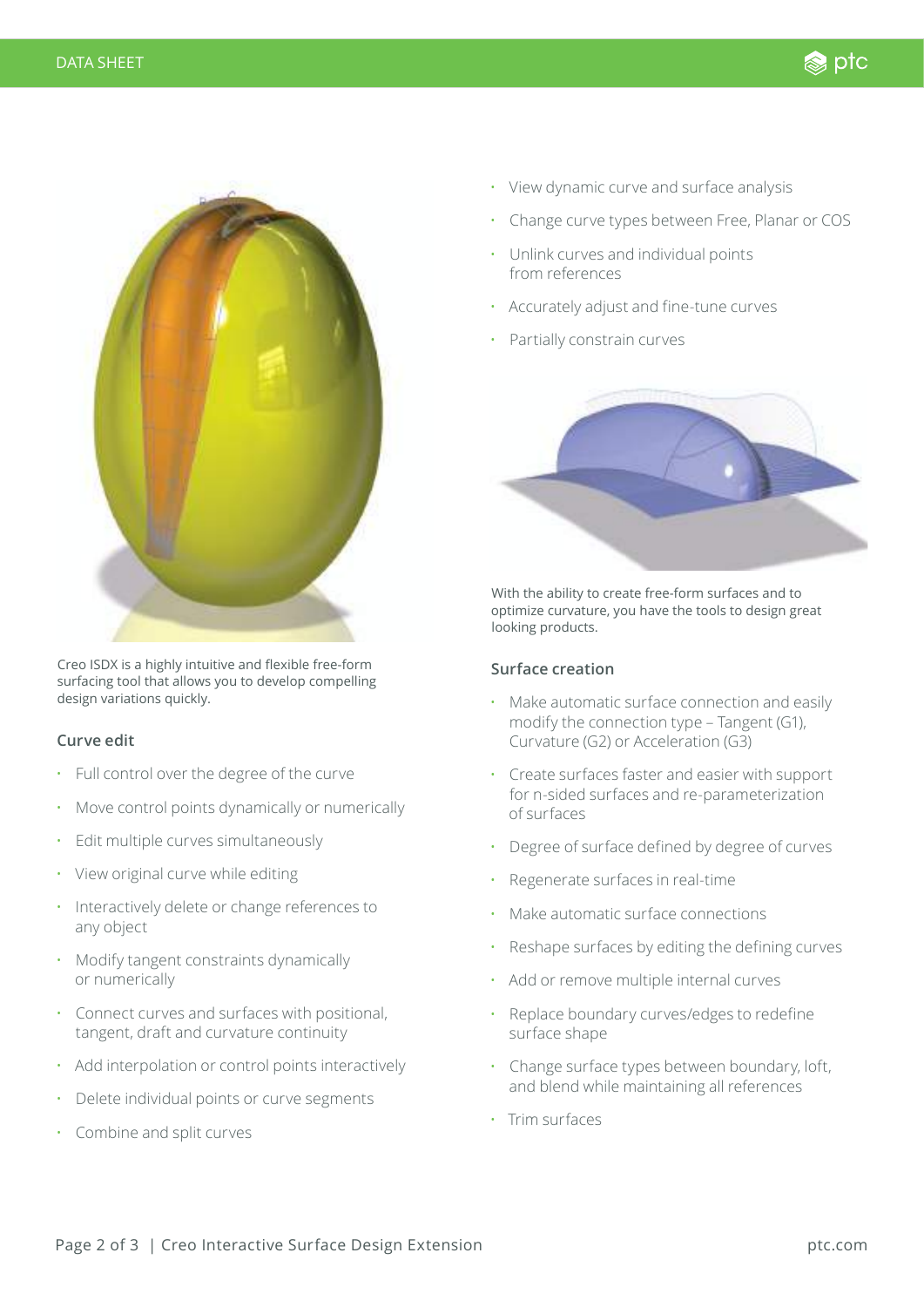Creo ISDX is a highly intuitive and flexible free-form surfacing tool that allows you to develop compelling design variations quickly.

### Curve edit

- Full control over the degree of the curve
- Move control points dynamically or numerically
- Edit multiple curves simultaneously
- View original curve while editing
- Interactively delete or change references to any object
- Modify tangent constraints dynamically or numerically
- Connect curves and surfaces with positional, tangent, draft and curvature continuity
- Add interpolation or control points interactively
- Delete individual points or curve segments
- Combine and split curves
- View dynamic curve and surface analysis
- Change curve types between Free, Planar or COS
- Unlink curves and individual points from references
- Accurately adjust and fine-tune curves
- Partially constrain curves

With the ability to create free-form surfaces and to optimize curvature, you have the tools to design great looking products.

### Surface creation

- Make automatic surface connection and easily modify the connection type – Tangent (G1), Curvature (G2) or Acceleration (G3)
- Create surfaces faster and easier with support for n-sided surfaces and re-parameterization of surfaces
- Degree of surface defined by degree of curves
- Regenerate surfaces in real-time
- Make automatic surface connections
- Reshape surfaces by editing the defining curves
- Add or remove multiple internal curves
- Replace boundary curves/edges to redefine surface shape
- Change surface types between boundary, loft, and blend while maintaining all references
- Trim surfaces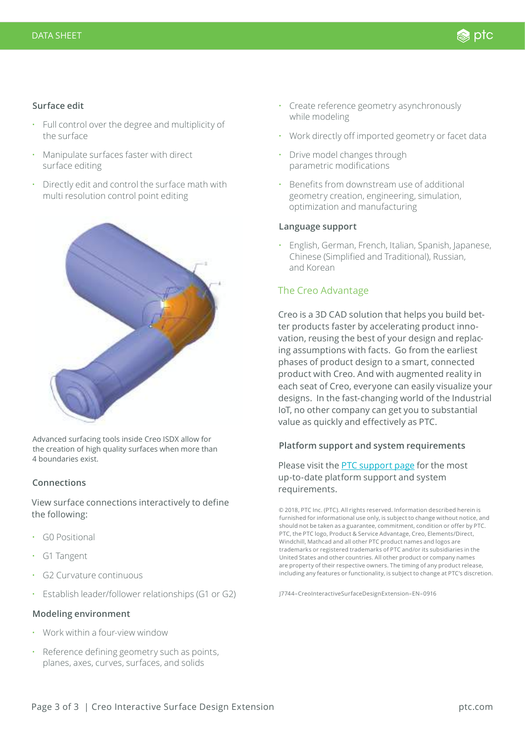### Surface edit

- Full control over the degree and multiplicity of the surface
- Manipulate surfaces faster with direct surface editing
- Directly edit and control the surface math with multi resolution control point editing

Advanced surfacing tools inside Creo ISDX allow for the creation of high quality surfaces when more than 4 boundaries exist.

### Connections

View surface connections interactively to define the following:

- G0 Positional
- G1 Tangent
- G2 Curvature continuous
- Establish leader/follower relationships (G1 or G2)

### Modeling environment

- Work within a four-view window
- Reference defining geometry such as points, planes, axes, curves, surfaces, and solids
- Create reference geometry asynchronously while modeling
- Work directly off imported geometry or facet data
- Drive model changes through parametric modifications
- Benefits from downstream use of additional geometry creation, engineering, simulation, optimization and manufacturing

### Language support

- English, German, French, Italian, Spanish, Japanese, Chinese (Simplified and Traditional), Russian, and Korean

## The Creo Advantage

Creo is a 3D CAD solution that helps you build better products faster by accelerating product innovation, reusing the best of your design and replacing assumptions with facts. Go from the earliest phases of product design to a smart, connected product with Creo. And with augmented reality in each seat of Creo, everyone can easily visualize your designs. In the fast-changing world of the Industrial IoT, no other company can get you to substantial value as quickly and effectively as PTC.

### Platform support and system requirements

Please visit the [PTC support page]() for the most up-to-date platform support and system requirements.

© 2018, PTC Inc. (PTC). All rights reserved. Information described herein is furnished for informational use only, is subject to change without notice, and should not be taken as a guarantee, commitment, condition or offer by PTC. PTC, the PTC logo, Product & Service Advantage, Creo, Elements/Direct, Windchill, Mathcad and all other PTC product names and logos are trademarks or registered trademarks of PTC and/or its subsidiaries in the United States and other countries. All other product or company names are property of their respective owners. The timing of any product release, including any features or functionality, is subject to change at PTC's discretion.

J7744–CreoInteractiveSurfaceDesignExtension–EN–0916